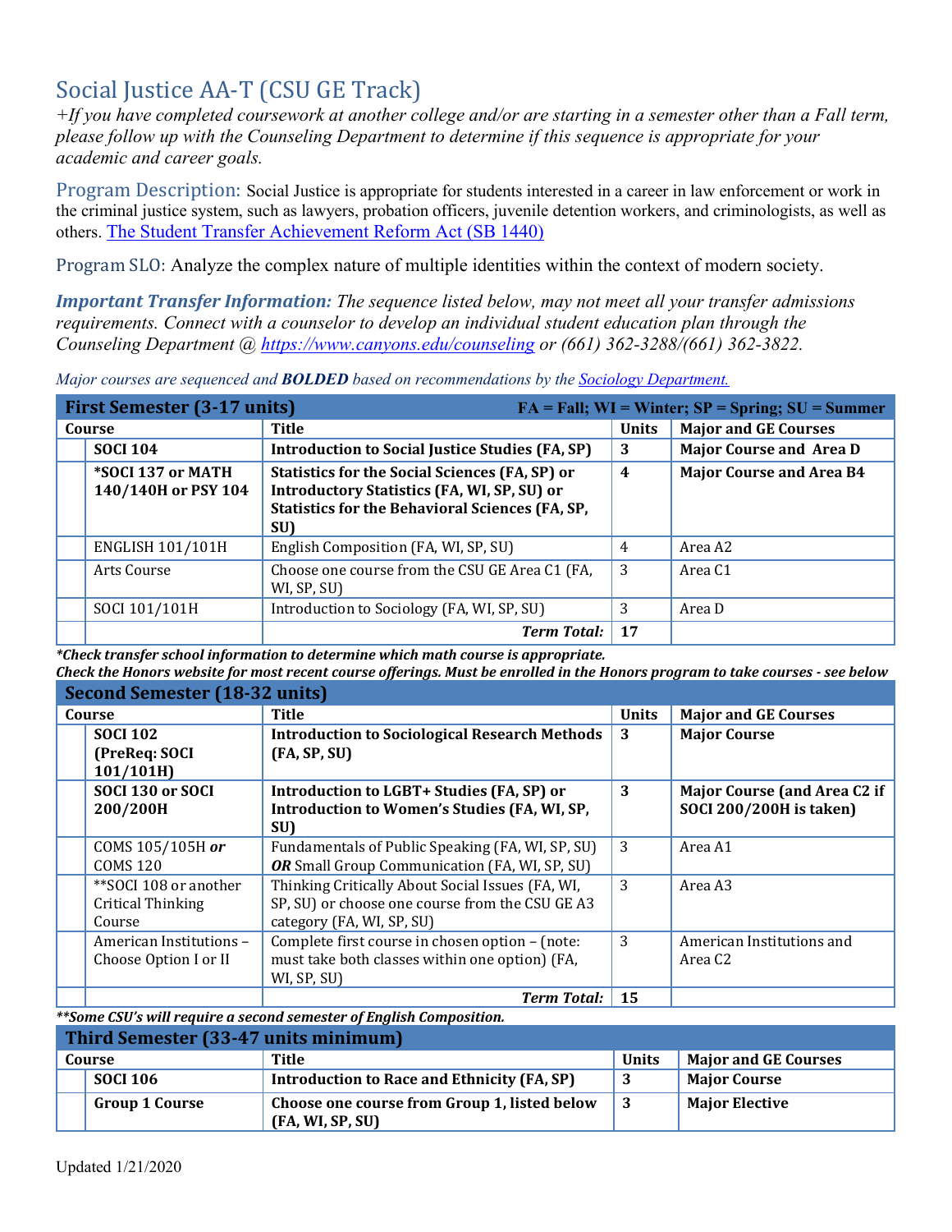# Social Justice AA-T (CSU GE Track)

*+If you have completed coursework at another college and/or are starting in a semester other than a Fall term, please follow up with the Counseling Department to determine if this sequence is appropriate for your academic and career goals.*

**Program Description:** Social Justice is appropriate for students interested in a career in law enforcement or work in the criminal justice system, such as lawyers, probation officers, juvenile detention workers, and criminologists, as well as others. [The Student Transfer Achievement Reform Act (SB 1440)]

**Program SLO:** Analyze the complex nature of multiple identities within the context of modern society.

***Important Transfer Information:*** *The sequence listed below, may not meet all your transfer admissions requirements. Connect with a counselor to develop an individual student education plan through the Counseling Department @ https://www.canyons.edu/counseling or (661) 362-3288/(661) 362-3822.*

*Major courses are sequenced and* ***BOLDED*** *based on recommendations by the Sociology Department.*

| **First Semester (3-17 units)** | **FA = Fall; WI = Winter; SP = Spring; SU = Summer** | | |
|---|---|---|---|
| **Course** | **Title** | **Units** | **Major and GE Courses** |
| **SOCI 104** | **Introduction to Social Justice Studies (FA, SP)** | **3** | **Major Course and Area D** |
| **\*SOCI 137 or MATH 140/140H or PSY 104** | **Statistics for the Social Sciences (FA, SP) or Introductory Statistics (FA, WI, SP, SU) or Statistics for the Behavioral Sciences (FA, SP, SU)** | **4** | **Major Course and Area B4** |
| ENGLISH 101/101H | English Composition (FA, WI, SP, SU) | 4 | Area A2 |
| Arts Course | Choose one course from the CSU GE Area C1 (FA, WI, SP, SU) | 3 | Area C1 |
| SOCI 101/101H | Introduction to Sociology (FA, WI, SP, SU) | 3 | Area D |
| | ***Term Total:*** | **17** | |

***Check transfer school information to determine which math course is appropriate.***
***Check the Honors website for most recent course offerings. Must be enrolled in the Honors program to take courses - see below***

| **Second Semester (18-32 units)** | | | |
|---|---|---|---|
| **Course** | **Title** | **Units** | **Major and GE Courses** |
| **SOCI 102 (PreReq: SOCI 101/101H)** | **Introduction to Sociological Research Methods (FA, SP, SU)** | **3** | **Major Course** |
| **SOCI 130 or SOCI 200/200H** | **Introduction to LGBT+ Studies (FA, SP) or Introduction to Women's Studies (FA, WI, SP, SU)** | **3** | **Major Course (and Area C2 if SOCI 200/200H is taken)** |
| COMS 105/105H ***or*** COMS 120 | Fundamentals of Public Speaking (FA, WI, SP, SU) ***OR*** Small Group Communication (FA, WI, SP, SU) | 3 | Area A1 |
| \*\*SOCI 108 or another Critical Thinking Course | Thinking Critically About Social Issues (FA, WI, SP, SU) or choose one course from the CSU GE A3 category (FA, WI, SP, SU) | 3 | Area A3 |
| American Institutions – Choose Option I or II | Complete first course in chosen option – (note: must take both classes within one option) (FA, WI, SP, SU) | 3 | American Institutions and Area C2 |
| | ***Term Total:*** | **15** | |

***\*\*Some CSU's will require a second semester of English Composition.***

| **Third Semester (33-47 units minimum)** | | | |
|---|---|---|---|
| **Course** | **Title** | **Units** | **Major and GE Courses** |
| **SOCI 106** | **Introduction to Race and Ethnicity (FA, SP)** | **3** | **Major Course** |
| **Group 1 Course** | **Choose one course from Group 1, listed below (FA, WI, SP, SU)** | **3** | **Major Elective** |

Updated 1/21/2020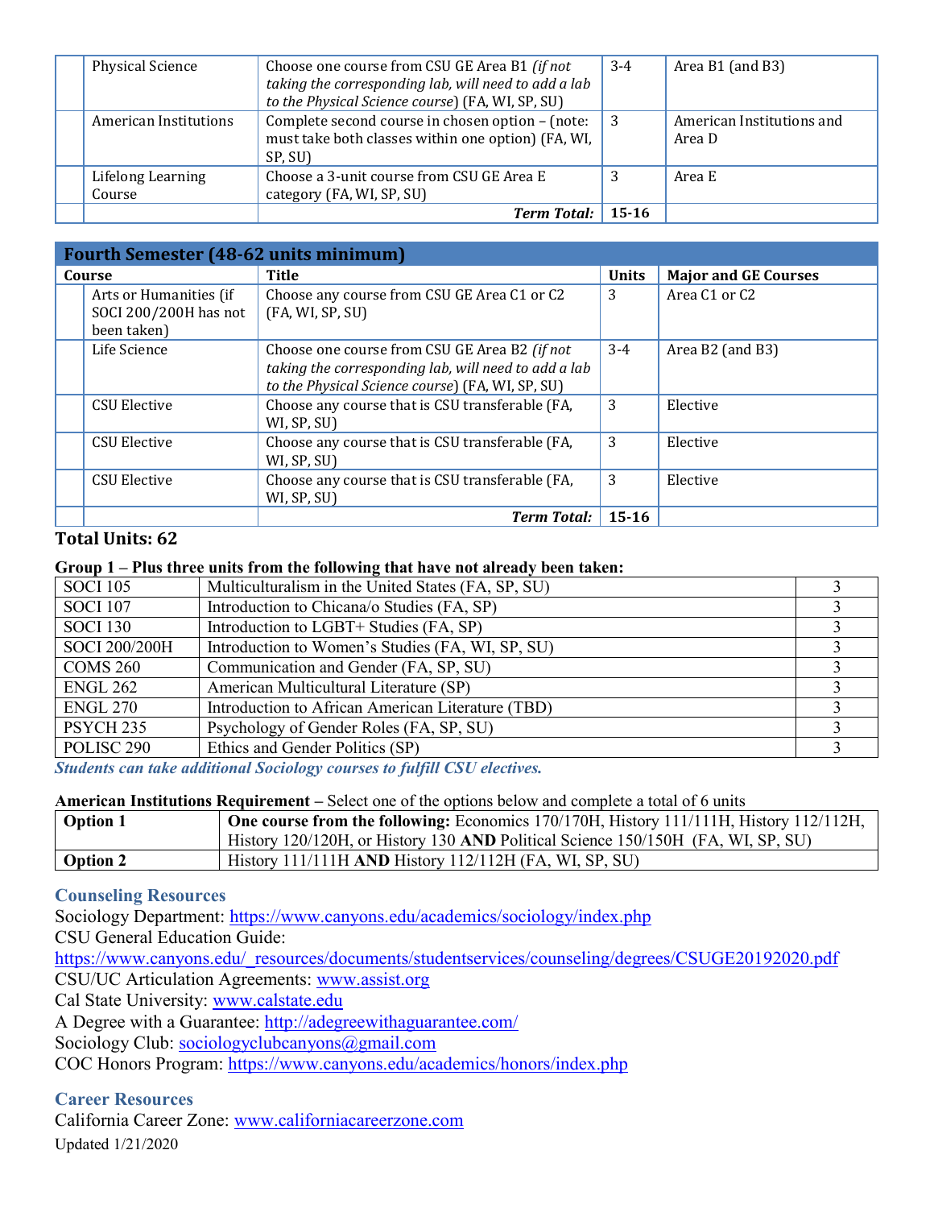| | Course | Title | Units | Major and GE Courses |
|---|---|---|---|---|
| | Physical Science | Choose one course from CSU GE Area B1 *(if not taking the corresponding lab, will need to add a lab to the Physical Science course)* (FA, WI, SP, SU) | 3-4 | Area B1 (and B3) |
| | American Institutions | Complete second course in chosen option – (note: must take both classes within one option) (FA, WI, SP, SU) | 3 | American Institutions and Area D |
| | Lifelong Learning Course | Choose a 3-unit course from CSU GE Area E category (FA, WI, SP, SU) | 3 | Area E |
| | | ***Term Total:*** | **15-16** | |

| Fourth Semester (48-62 units minimum) | | | | |
|---|---|---|---|---|
| | **Course** | **Title** | **Units** | **Major and GE Courses** |
| | Arts or Humanities (if SOCI 200/200H has not been taken) | Choose any course from CSU GE Area C1 or C2 (FA, WI, SP, SU) | 3 | Area C1 or C2 |
| | Life Science | Choose one course from CSU GE Area B2 *(if not taking the corresponding lab, will need to add a lab to the Physical Science course)* (FA, WI, SP, SU) | 3-4 | Area B2 (and B3) |
| | CSU Elective | Choose any course that is CSU transferable (FA, WI, SP, SU) | 3 | Elective |
| | CSU Elective | Choose any course that is CSU transferable (FA, WI, SP, SU) | 3 | Elective |
| | CSU Elective | Choose any course that is CSU transferable (FA, WI, SP, SU) | 3 | Elective |
| | | ***Term Total:*** | **15-16** | |

**Total Units: 62**

**Group 1 – Plus three units from the following that have not already been taken:**

| Course | Title | Units |
|---|---|---|
| SOCI 105 | Multiculturalism in the United States (FA, SP, SU) | 3 |
| SOCI 107 | Introduction to Chicana/o Studies (FA, SP) | 3 |
| SOCI 130 | Introduction to LGBT+ Studies (FA, SP) | 3 |
| SOCI 200/200H | Introduction to Women's Studies (FA, WI, SP, SU) | 3 |
| COMS 260 | Communication and Gender (FA, SP, SU) | 3 |
| ENGL 262 | American Multicultural Literature (SP) | 3 |
| ENGL 270 | Introduction to African American Literature (TBD) | 3 |
| PSYCH 235 | Psychology of Gender Roles (FA, SP, SU) | 3 |
| POLISC 290 | Ethics and Gender Politics (SP) | 3 |

***Students can take additional Sociology courses to fulfill CSU electives.***

**American Institutions Requirement** – Select one of the options below and complete a total of 6 units

| Option | Courses |
|---|---|
| **Option 1** | **One course from the following:** Economics 170/170H, History 111/111H, History 112/112H, History 120/120H, or History 130 **AND** Political Science 150/150H (FA, WI, SP, SU) |
| **Option 2** | History 111/111H **AND** History 112/112H (FA, WI, SP, SU) |

## Counseling Resources

Sociology Department: https://www.canyons.edu/academics/sociology/index.php
CSU General Education Guide:
https://www.canyons.edu/_resources/documents/studentservices/counseling/degrees/CSUGE20192020.pdf
CSU/UC Articulation Agreements: www.assist.org
Cal State University: www.calstate.edu
A Degree with a Guarantee: http://adegreewithaguarantee.com/
Sociology Club: sociologyclubcanyons@gmail.com
COC Honors Program: https://www.canyons.edu/academics/honors/index.php

## Career Resources

California Career Zone: www.californiacareerzone.com

Updated 1/21/2020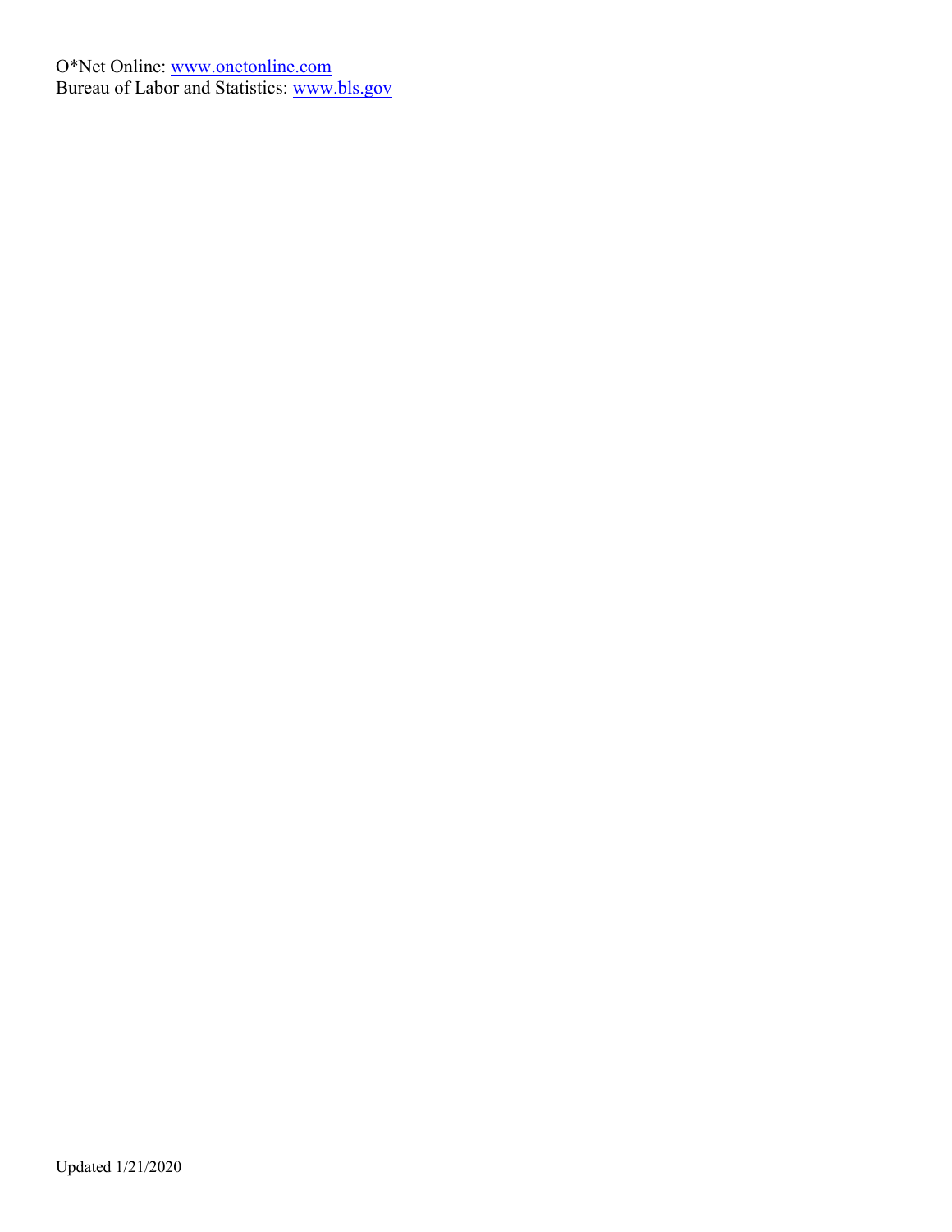O*Net Online: www.onetonline.com
Bureau of Labor and Statistics: www.bls.gov

Updated 1/21/2020